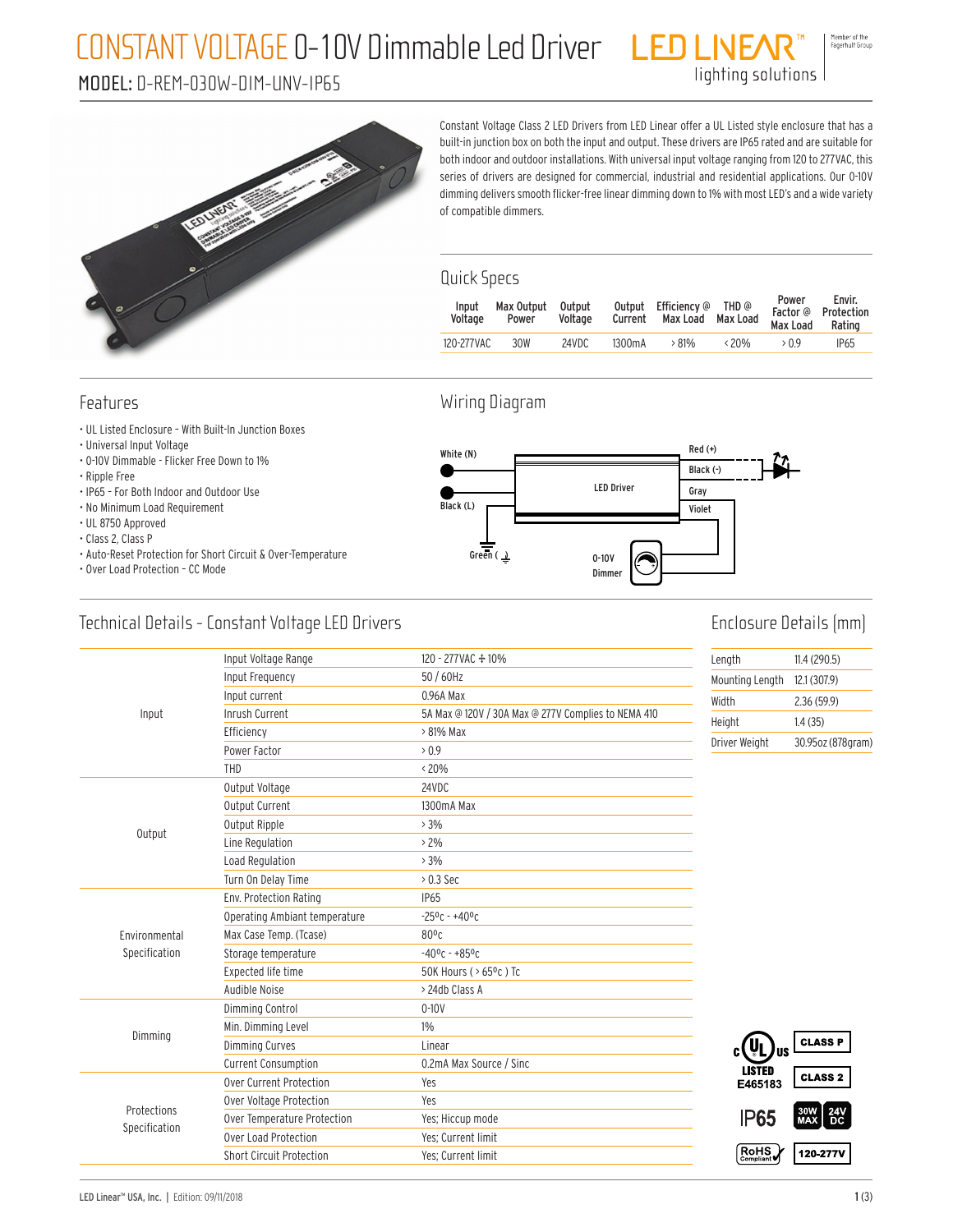# CONSTANT VOLTAGE 0-10V Dimmable Led Driver

## MODEL: D-REM-030W-DIM-UNV-IP65

LED LINEAR™ lighting solutions

Member of the Fagerhult Group

Constant Voltage Class 2 LED Drivers from LED Linear offer a UL Listed style enclosure that has a built-in junction box on both the input and output. These drivers are IP65 rated and are suitable for both indoor and outdoor installations. With universal input voltage ranging from 120 to 277VAC, this series of drivers are designed for commercial, industrial and residential applications. Our 0-10V dimming delivers smooth flicker-free linear dimming down to 1% with most LED's and a wide variety of compatible dimmers.

## Quick Specs

| Input Voltage | Max Output Power | Output Voltage | Output Current | Efficiency @ Max Load | THD @ Max Load | Power Factor @ Max Load | Envir. Protection Rating |
|---|---|---|---|---|---|---|---|
| 120-277VAC | 30W | 24VDC | 1300mA | > 81% | < 20% | > 0.9 | IP65 |

## Features

- UL Listed Enclosure - With Built-In Junction Boxes
- Universal Input Voltage
- 0-10V Dimmable - Flicker Free Down to 1%
- Ripple Free
- IP65 - For Both Indoor and Outdoor Use
- No Minimum Load Requirement
- UL 8750 Approved
- Class 2, Class P
- Auto-Reset Protection for Short Circuit & Over-Temperature
- Over Load Protection - CC Mode

## Wiring Diagram

White (N), Black (L), Green (⏚), LED Driver, Red (+), Black (-), Gray, Violet, 0-10V Dimmer

## Technical Details - Constant Voltage LED Drivers

| | | |
|---|---|---|
| Input | Input Voltage Range | 120 - 277VAC ± 10% |
| | Input Frequency | 50 / 60Hz |
| | Input current | 0.96A Max |
| | Inrush Current | 5A Max @ 120V / 30A Max @ 277V Complies to NEMA 410 |
| | Efficiency | > 81% Max |
| | Power Factor | > 0.9 |
| | THD | < 20% |
| Output | Output Voltage | 24VDC |
| | Output Current | 1300mA Max |
| | Output Ripple | > 3% |
| | Line Regulation | > 2% |
| | Load Regulation | > 3% |
| | Turn On Delay Time | > 0.3 Sec |
| Environmental Specification | Env. Protection Rating | IP65 |
| | Operating Ambiant temperature | -25ºc - +40ºc |
| | Max Case Temp. (Tcase) | 80ºc |
| | Storage temperature | -40ºc - +85ºc |
| | Expected life time | 50K Hours ( > 65ºc ) Tc |
| | Audible Noise | > 24db Class A |
| Dimming | Dimming Control | 0-10V |
| | Min. Dimming Level | 1% |
| | Dimming Curves | Linear |
| | Current Consumption | 0.2mA Max Source / Sinc |
| Protections Specification | Over Current Protection | Yes |
| | Over Voltage Protection | Yes |
| | Over Temperature Protection | Yes; Hiccup mode |
| | Over Load Protection | Yes; Current limit |
| | Short Circuit Protection | Yes; Current limit |

## Enclosure Details (mm)

| | |
|---|---|
| Length | 11.4 (290.5) |
| Mounting Length | 12.1 (307.9) |
| Width | 2.36 (59.9) |
| Height | 1.4 (35) |
| Driver Weight | 30.95oz (878gram) |

c UL us LISTED E465183 | CLASS P | CLASS 2 | IP65 | 30W MAX | 24V DC | RoHS Compliant | 120-277V

LED Linear™ USA, Inc. | Edition: 09/11/2018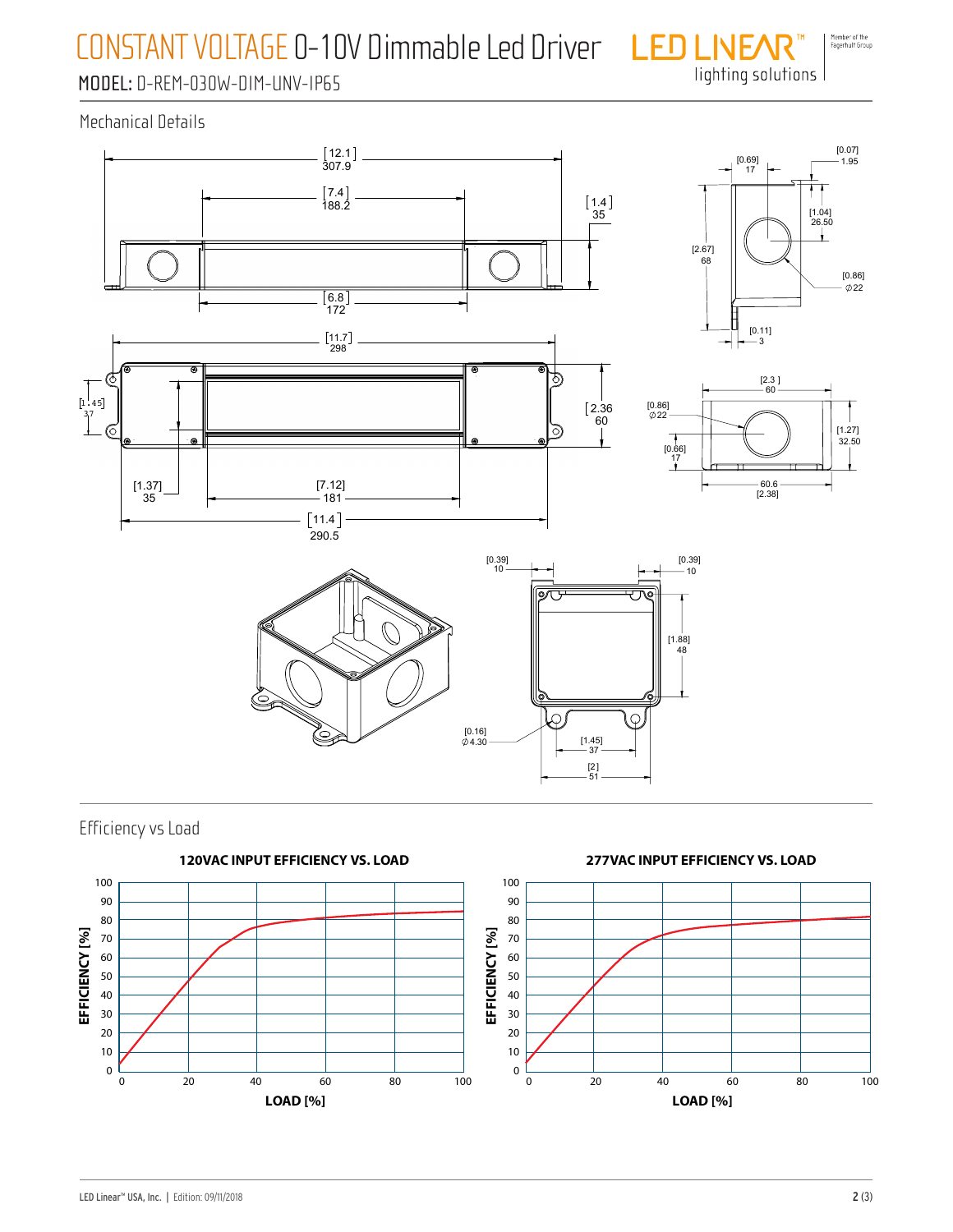# CONSTANT VOLTAGE 0-10V Dimmable Led Driver

MODEL: D-REM-030W-DIM-UNV-IP65

## Mechanical Details

[12.1] 307.9

[7.4] 188.2

[1.4] 35

[6.8] 172

[0.69] 17

[0.07] 1.95

[1.04] 26.50

[2.67] 68

[0.86] ∅22

[0.11] 3

[11.7] 298

[1.45] 37

[2.36] 60

[1.37] 35

[7.12] 181

[11.4] 290.5

[2.3] 60

[0.86] ∅22

[1.27] 32.50

[0.66] 17

60.6 [2.38]

[0.39] 10

[0.39] 10

[1.88] 48

[0.16] ∅4.30

[1.45] 37

[2] 51

## Efficiency vs Load

**120VAC INPUT EFFICIENCY VS. LOAD**

**277VAC INPUT EFFICIENCY VS. LOAD**

EFFICIENCY [%]

LOAD [%]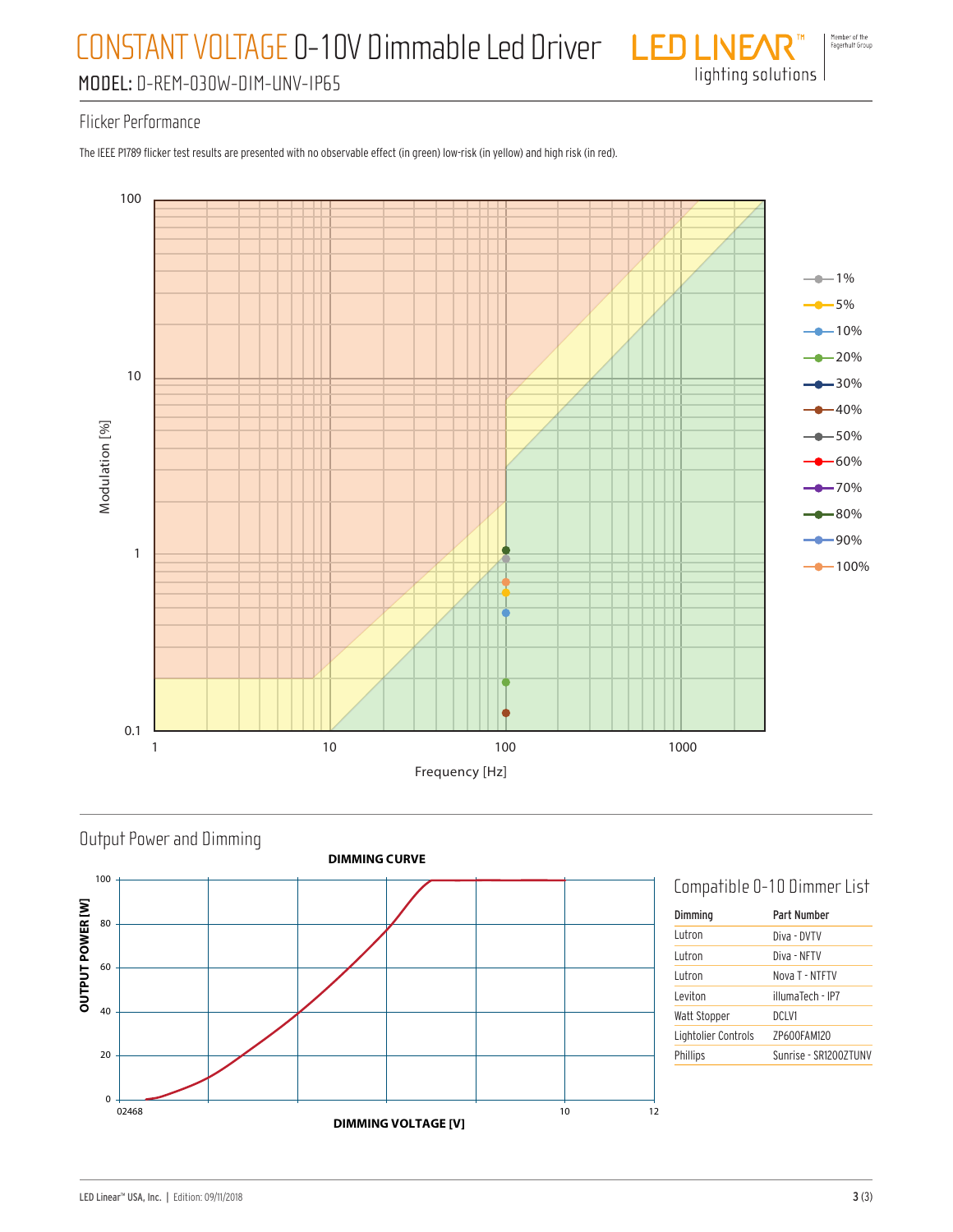# CONSTANT VOLTAGE 0-10V Dimmable Led Driver

MODEL: D-REM-030W-DIM-UNV-IP65

LED LINEAR™ lighting solutions

Member of the Fagerhult Group

## Flicker Performance

The IEEE P1789 flicker test results are presented with no observable effect (in green) low-risk (in yellow) and high risk (in red).

100

10

1

0.1

Modulation [%]

1

10

100

1000

Frequency [Hz]

1%
5%
10%
20%
30%
40%
50%
60%
70%
80%
90%
100%

## Output Power and Dimming

**DIMMING CURVE**

100
80
60
40
20
0

**OUTPUT POWER [W]**

02468
10
12

**DIMMING VOLTAGE [V]**

### Compatible 0-10 Dimmer List

| Dimming | Part Number |
|---|---|
| Lutron | Diva - DVTV |
| Lutron | Diva - NFTV |
| Lutron | Nova T - NTFTV |
| Leviton | illumaTech - IP7 |
| Watt Stopper | DCLV1 |
| Lightolier Controls | ZP600FAM120 |
| Phillips | Sunrise - SR1200ZTUNV |

LED Linear™ USA, Inc. | Edition: 09/11/2018